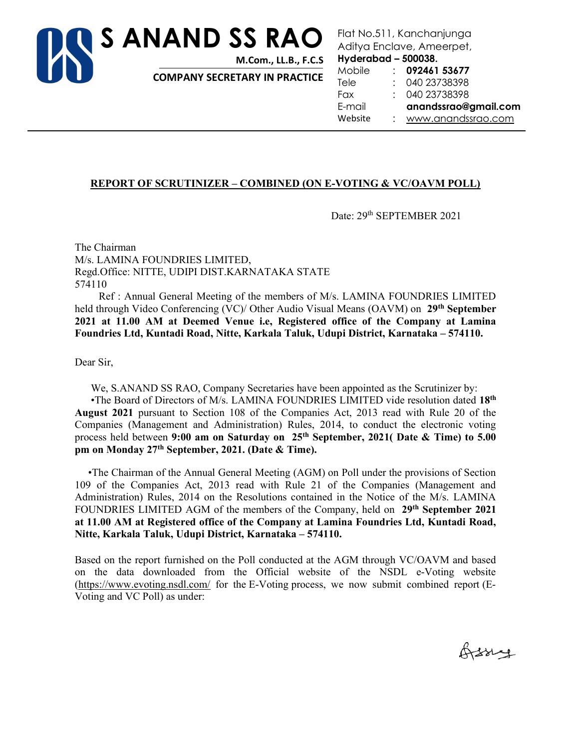# S ANAND SS RAO

**M.Com., LL.B., F.C.S**

**COMPANY SECRETARY IN PRACTICE**

Flat No.511, Kanchanjunga
Aditya Enclave, Ameerpet,
**Hyderabad – 500038.**

| | | |
|---|---|---|
| Mobile | : | **092461 53677** |
| Tele | : | 040 23738398 |
| Fax | : | 040 23738398 |
| E-mail | | **anandssrao@gmail.com** |
| Website | : | www.anandssrao.com |

## REPORT OF SCRUTINIZER – COMBINED (ON E-VOTING & VC/OAVM POLL)

Date: 29th SEPTEMBER 2021

The Chairman
M/s. LAMINA FOUNDRIES LIMITED,
Regd.Office: NITTE, UDIPI DIST.KARNATAKA STATE
574110

Ref : Annual General Meeting of the members of M/s. LAMINA FOUNDRIES LIMITED held through Video Conferencing (VC)/ Other Audio Visual Means (OAVM) on **29th September 2021 at 11.00 AM at Deemed Venue i.e, Registered office of the Company at Lamina Foundries Ltd, Kuntadi Road, Nitte, Karkala Taluk, Udupi District, Karnataka – 574110.**

Dear Sir,

We, S.ANAND SS RAO, Company Secretaries have been appointed as the Scrutinizer by:

•The Board of Directors of M/s. LAMINA FOUNDRIES LIMITED vide resolution dated **18th August 2021** pursuant to Section 108 of the Companies Act, 2013 read with Rule 20 of the Companies (Management and Administration) Rules, 2014, to conduct the electronic voting process held between **9:00 am on Saturday on 25th September, 2021( Date & Time) to 5.00 pm on Monday 27th September, 2021. (Date & Time).**

•The Chairman of the Annual General Meeting (AGM) on Poll under the provisions of Section 109 of the Companies Act, 2013 read with Rule 21 of the Companies (Management and Administration) Rules, 2014 on the Resolutions contained in the Notice of the M/s. LAMINA FOUNDRIES LIMITED AGM of the members of the Company, held on **29th September 2021 at 11.00 AM at Registered office of the Company at Lamina Foundries Ltd, Kuntadi Road, Nitte, Karkala Taluk, Udupi District, Karnataka – 574110.**

Based on the report furnished on the Poll conducted at the AGM through VC/OAVM and based on the data downloaded from the Official website of the NSDL e-Voting website (https://www.evoting.nsdl.com/ for the E-Voting process, we now submit combined report (E-Voting and VC Poll) as under: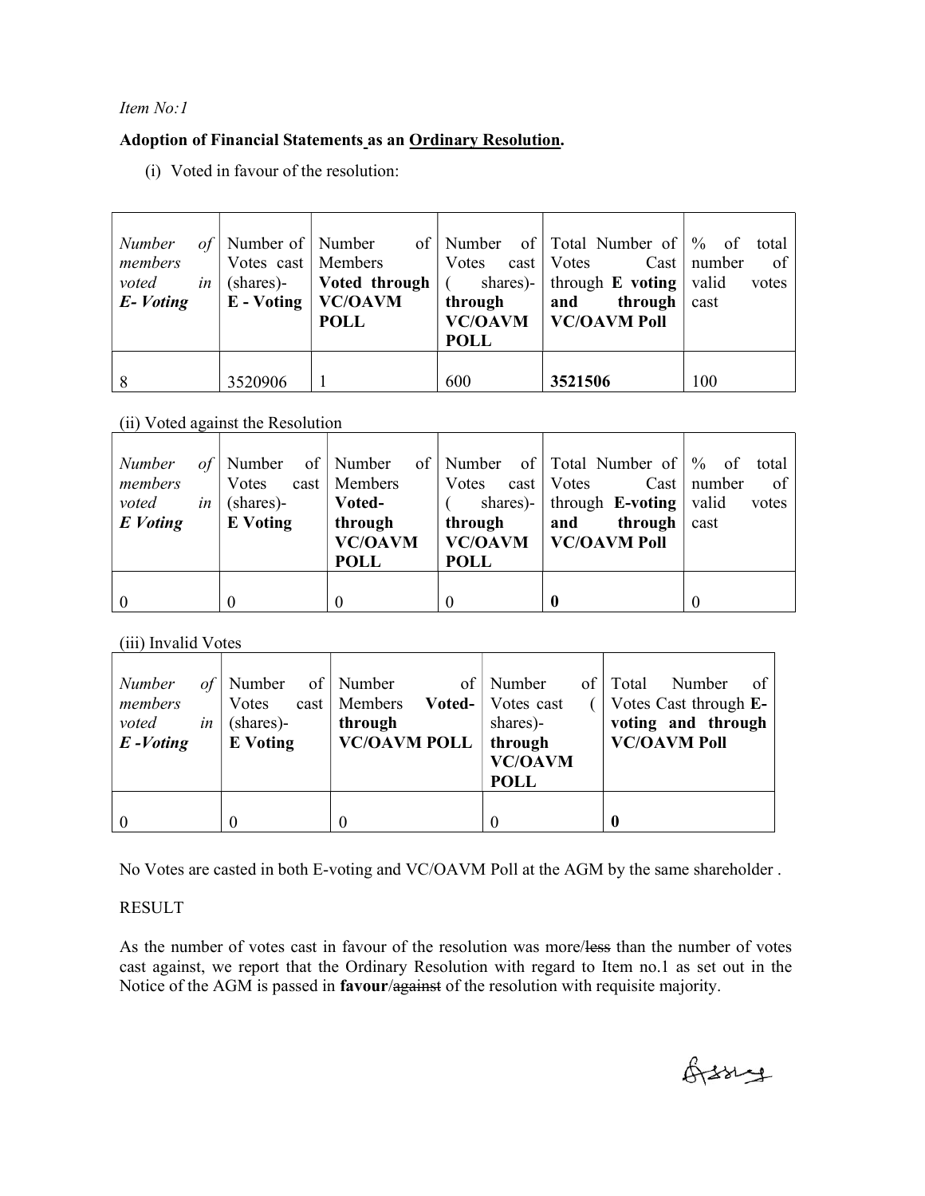*Item No:1*

**Adoption of Financial Statements as an Ordinary Resolution.**

(i) Voted in favour of the resolution:

| *Number of members voted in E- Voting* | Number of Votes cast (shares)- **E - Voting** | Number of Members **Voted through VC/OAVM POLL** | Number of Votes cast ( shares)- **through VC/OAVM POLL** | Total Number of Votes Cast through **E voting and through VC/OAVM Poll** | % of total number of valid votes cast |
|---|---|---|---|---|---|
| 8 | 3520906 | 1 | 600 | **3521506** | 100 |

(ii) Voted against the Resolution

| *Number of members voted in E Voting* | Number of Votes cast (shares)- **E Voting** | Number of Members **Voted- through VC/OAVM POLL** | Number of Votes cast ( shares)- **through VC/OAVM POLL** | Total Number of Votes Cast through **E-voting and through VC/OAVM Poll** | % of total number of valid votes cast |
|---|---|---|---|---|---|
| 0 | 0 | 0 | 0 | **0** | 0 |

(iii) Invalid Votes

| *Number of members voted in E -Voting* | Number of Votes cast (shares)- **E Voting** | Number of Members **Voted- through VC/OAVM POLL** | Number of Votes cast ( shares)- **through VC/OAVM POLL** | Total Number of Votes Cast through **E-voting and through VC/OAVM Poll** |
|---|---|---|---|---|
| 0 | 0 | 0 | 0 | **0** |

No Votes are casted in both E-voting and VC/OAVM Poll at the AGM by the same shareholder .

RESULT

As the number of votes cast in favour of the resolution was more/~~less~~ than the number of votes cast against, we report that the Ordinary Resolution with regard to Item no.1 as set out in the Notice of the AGM is passed in **favour**/~~against~~ of the resolution with requisite majority.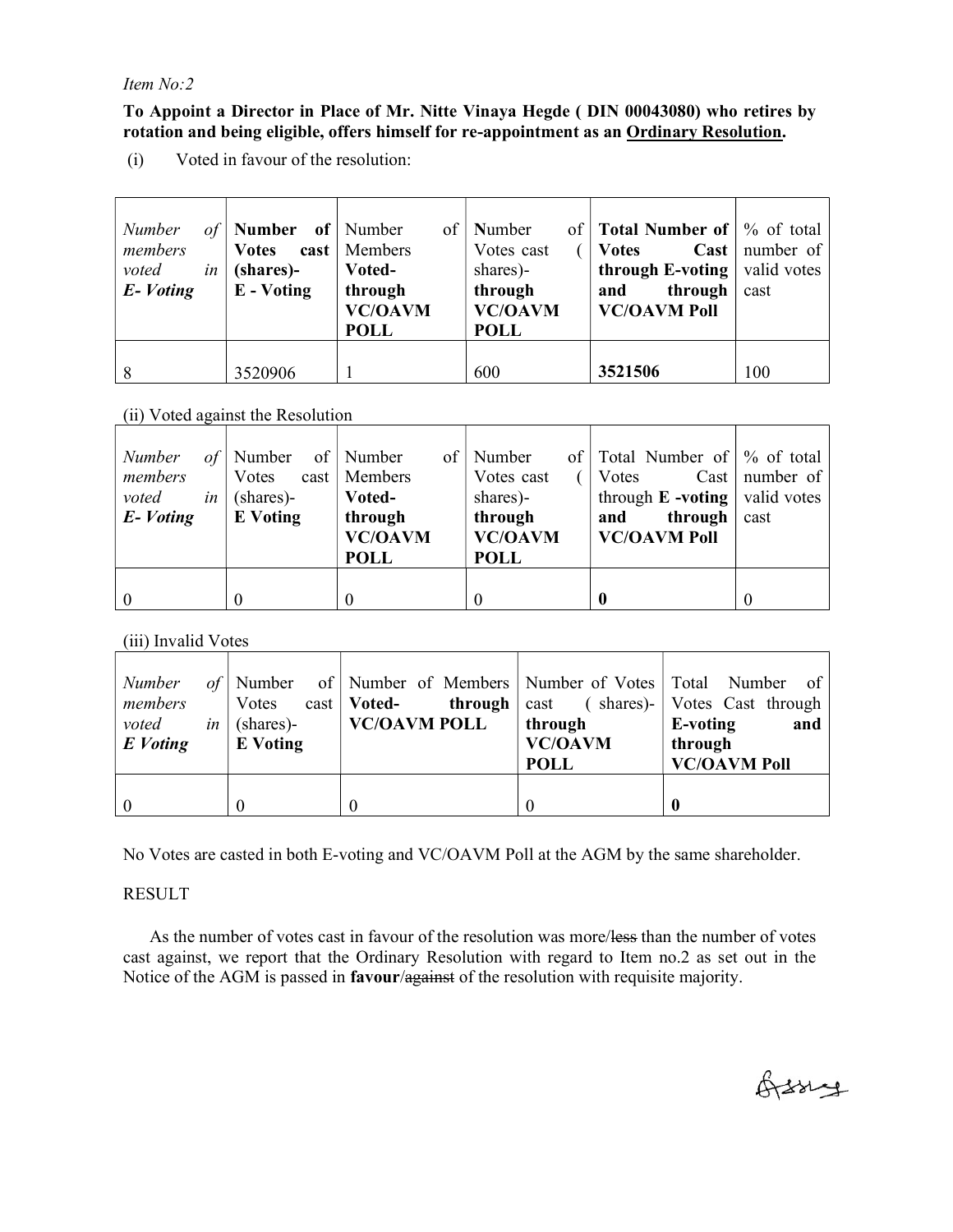*Item No:2*

**To Appoint a Director in Place of Mr. Nitte Vinaya Hegde ( DIN 00043080) who retires by rotation and being eligible, offers himself for re-appointment as an Ordinary Resolution.**

(i) Voted in favour of the resolution:

| *Number of members voted in E- Voting* | **Number of Votes cast (shares)- E - Voting** | Number of Members **Voted- through VC/OAVM POLL** | **N**umber of Votes cast ( shares)- **through VC/OAVM POLL** | **Total Number of Votes Cast through E-voting and through VC/OAVM Poll** | % of total number of valid votes cast |
|---|---|---|---|---|---|
| 8 | 3520906 | 1 | 600 | **3521506** | 100 |

(ii) Voted against the Resolution

| *Number of members voted in E- Voting* | Number of Votes cast (shares)- **E Voting** | Number of Members **Voted- through VC/OAVM POLL** | Number of Votes cast ( shares)- **through VC/OAVM POLL** | Total Number of Votes Cast through **E -voting and through VC/OAVM Poll** | % of total number of valid votes cast |
|---|---|---|---|---|---|
| 0 | 0 | 0 | 0 | **0** | 0 |

(iii) Invalid Votes

| *Number of members voted in E Voting* | Number of Votes cast (shares)- **E Voting** | Number of Members **Voted- through VC/OAVM POLL** | Number of Votes cast ( shares)- **through VC/OAVM POLL** | Total Number of Votes Cast through **E-voting and through VC/OAVM Poll** |
|---|---|---|---|---|
| 0 | 0 | 0 | 0 | **0** |

No Votes are casted in both E-voting and VC/OAVM Poll at the AGM by the same shareholder.

RESULT

As the number of votes cast in favour of the resolution was more/~~less~~ than the number of votes cast against, we report that the Ordinary Resolution with regard to Item no.2 as set out in the Notice of the AGM is passed in **favour**/~~against~~ of the resolution with requisite majority.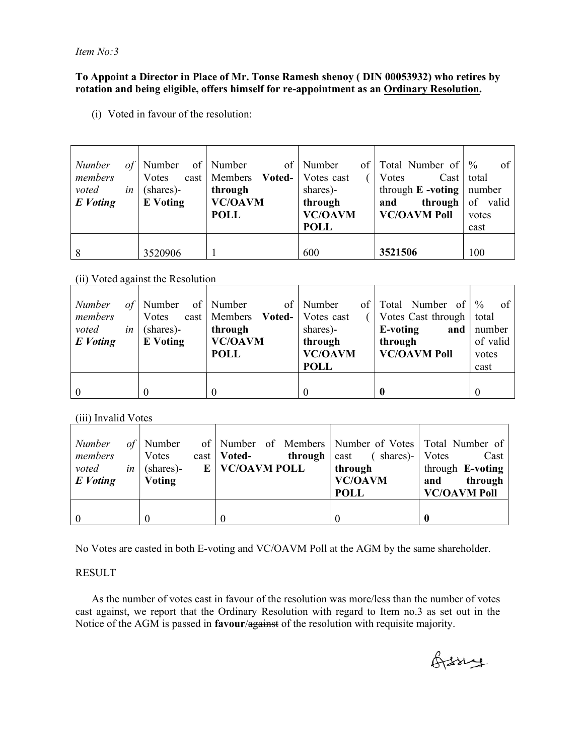*Item No:3*

**To Appoint a Director in Place of Mr. Tonse Ramesh shenoy ( DIN 00053932) who retires by rotation and being eligible, offers himself for re-appointment as an Ordinary Resolution.**

(i) Voted in favour of the resolution:

| *Number of members voted in **E Voting*** | Number of Votes cast (shares)- **E Voting** | Number of Members **Voted- through VC/OAVM POLL** | Number of Votes cast ( shares)- **through VC/OAVM POLL** | Total Number of Votes Cast through **E -voting and through VC/OAVM Poll** | % of total number of valid votes cast |
|---|---|---|---|---|---|
| 8 | 3520906 | 1 | 600 | **3521506** | 100 |

(ii) Voted against the Resolution

| *Number of members voted in **E Voting*** | Number of Votes cast (shares)- **E Voting** | Number of Members **Voted- through VC/OAVM POLL** | Number of Votes cast ( shares)- **through VC/OAVM POLL** | Total Number of Votes Cast through **E-voting and through VC/OAVM Poll** | % of total number of valid votes cast |
|---|---|---|---|---|---|
| 0 | 0 | 0 | 0 | **0** | 0 |

(iii) Invalid Votes

| *Number of members voted in **E Voting*** | Number of Votes cast (shares)- **E Voting** | Number of Members **Voted- through VC/OAVM POLL** | Number of Votes cast ( shares)- **through VC/OAVM POLL** | Total Number of Votes Cast through **E-voting and through VC/OAVM Poll** |
|---|---|---|---|---|
| 0 | 0 | 0 | 0 | **0** |

No Votes are casted in both E-voting and VC/OAVM Poll at the AGM by the same shareholder.

RESULT

As the number of votes cast in favour of the resolution was more/~~less~~ than the number of votes cast against, we report that the Ordinary Resolution with regard to Item no.3 as set out in the Notice of the AGM is passed in **favour**/~~against~~ of the resolution with requisite majority.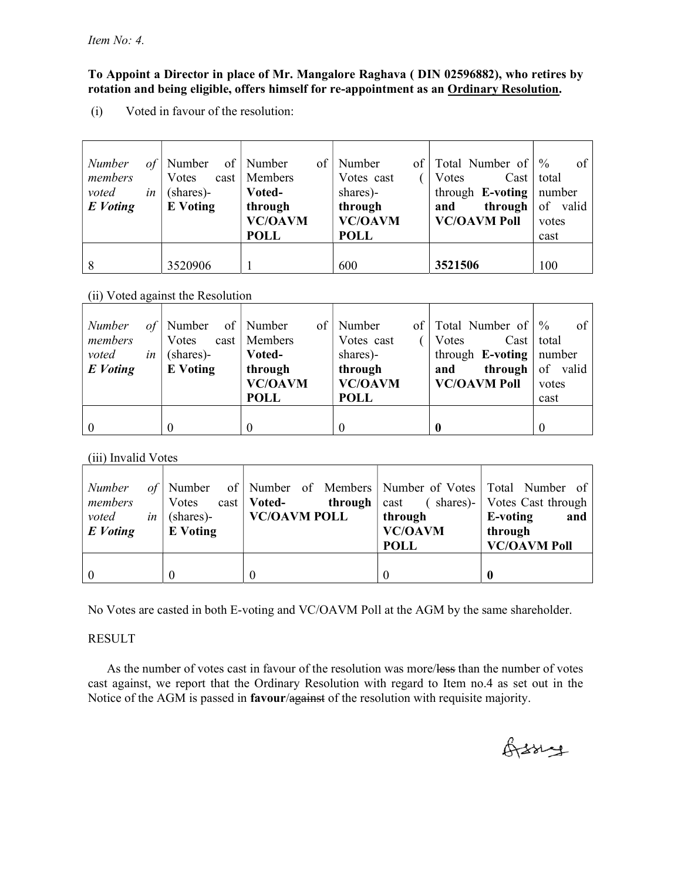*Item No: 4.*

**To Appoint a Director in place of Mr. Mangalore Raghava ( DIN 02596882), who retires by rotation and being eligible, offers himself for re-appointment as an Ordinary Resolution.**

(i) Voted in favour of the resolution:

| *Number of members voted in* ***E Voting*** | Number of Votes cast (shares)- **E Voting** | Number of Members **Voted- through VC/OAVM POLL** | Number of Votes cast ( shares)- **through VC/OAVM POLL** | Total Number of Votes Cast through **E-voting and through VC/OAVM Poll** | % of total number of valid votes cast |
|---|---|---|---|---|---|
| 8 | 3520906 | 1 | 600 | **3521506** | 100 |

(ii) Voted against the Resolution

| *Number of members voted in* ***E Voting*** | Number of Votes cast (shares)- **E Voting** | Number of Members **Voted- through VC/OAVM POLL** | Number of Votes cast ( shares)- **through VC/OAVM POLL** | Total Number of Votes Cast through **E-voting and through VC/OAVM Poll** | % of total number of valid votes cast |
|---|---|---|---|---|---|
| 0 | 0 | 0 | 0 | **0** | 0 |

(iii) Invalid Votes

| *Number of members voted in* ***E Voting*** | Number of Votes cast (shares)- **E Voting** | Number of Members **Voted- through VC/OAVM POLL** | Number of Votes cast ( shares)- **through VC/OAVM POLL** | Total Number of Votes Cast through **E-voting and through VC/OAVM Poll** |
|---|---|---|---|---|
| 0 | 0 | 0 | 0 | **0** |

No Votes are casted in both E-voting and VC/OAVM Poll at the AGM by the same shareholder.

RESULT

As the number of votes cast in favour of the resolution was more/~~less~~ than the number of votes cast against, we report that the Ordinary Resolution with regard to Item no.4 as set out in the Notice of the AGM is passed in **favour**/~~against~~ of the resolution with requisite majority.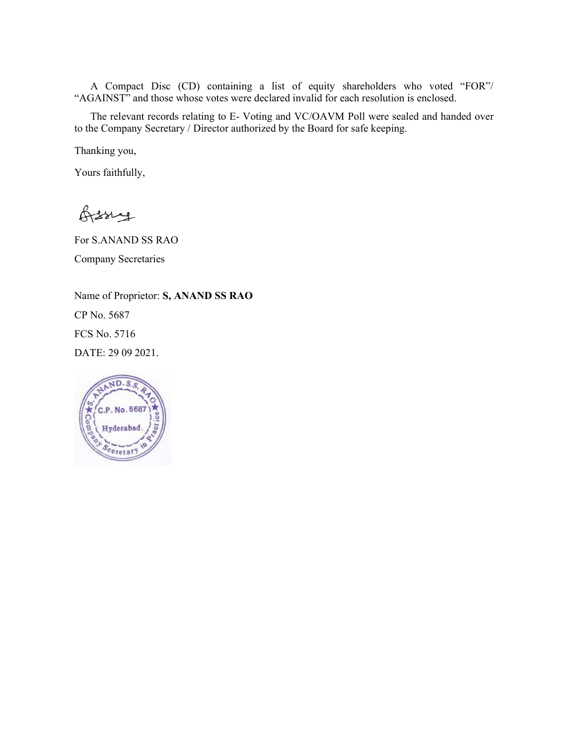A Compact Disc (CD) containing a list of equity shareholders who voted "FOR"/ "AGAINST" and those whose votes were declared invalid for each resolution is enclosed.

The relevant records relating to E- Voting and VC/OAVM Poll were sealed and handed over to the Company Secretary / Director authorized by the Board for safe keeping.

Thanking you,

Yours faithfully,

For S.ANAND SS RAO

Company Secretaries

Name of Proprietor: **S, ANAND SS RAO**

CP No. 5687

FCS No. 5716

DATE: 29 09 2021.